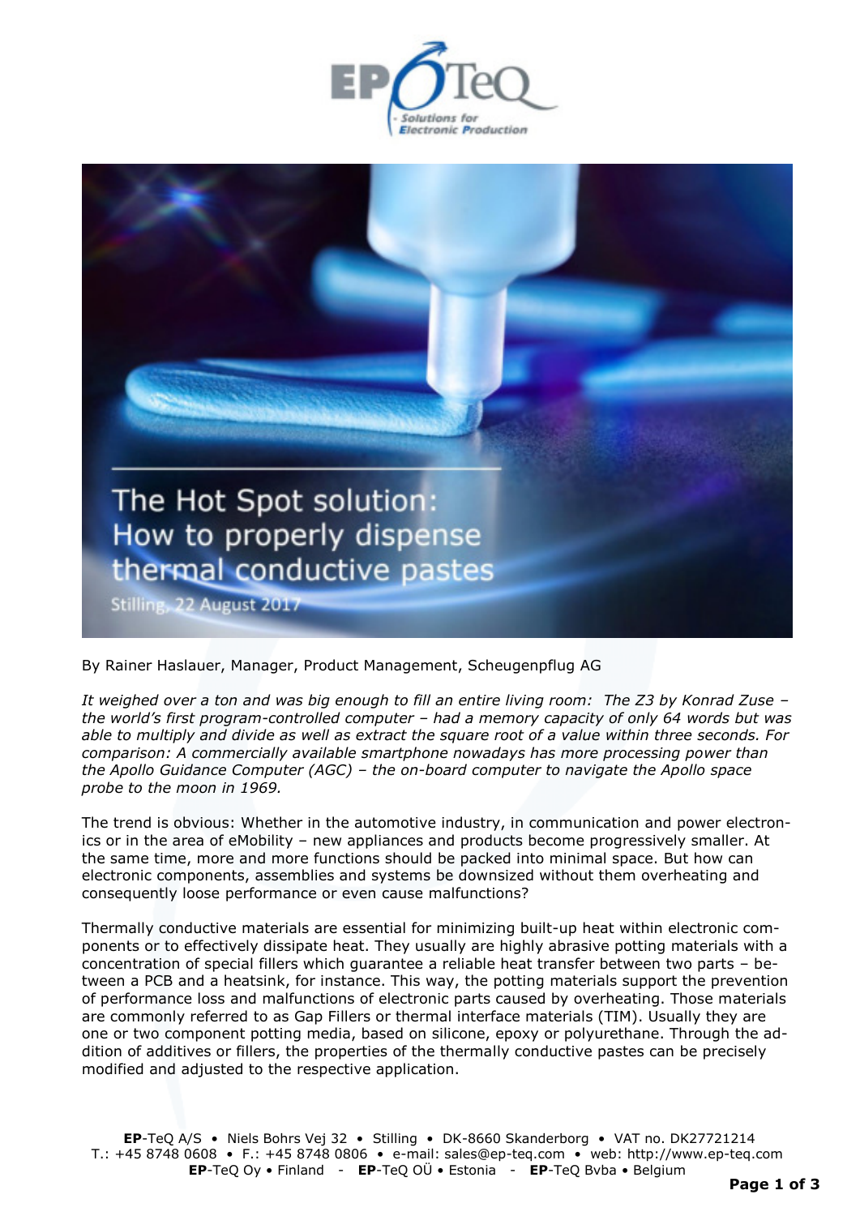# The Hot Spot solution: How to properly dispense thermal conductive pastes

Stilling, 22 August 2017

By Rainer Haslauer, Manager, Product Management, Scheugenpflug AG

*It weighed over a ton and was big enough to fill an entire living room: The Z3 by Konrad Zuse – the world's first program-controlled computer – had a memory capacity of only 64 words but was able to multiply and divide as well as extract the square root of a value within three seconds. For comparison: A commercially available smartphone nowadays has more processing power than the Apollo Guidance Computer (AGC) – the on-board computer to navigate the Apollo space probe to the moon in 1969.*

The trend is obvious: Whether in the automotive industry, in communication and power electronics or in the area of eMobility – new appliances and products become progressively smaller. At the same time, more and more functions should be packed into minimal space. But how can electronic components, assemblies and systems be downsized without them overheating and consequently loose performance or even cause malfunctions?

Thermally conductive materials are essential for minimizing built-up heat within electronic components or to effectively dissipate heat. They usually are highly abrasive potting materials with a concentration of special fillers which guarantee a reliable heat transfer between two parts – between a PCB and a heatsink, for instance. This way, the potting materials support the prevention of performance loss and malfunctions of electronic parts caused by overheating. Those materials are commonly referred to as Gap Fillers or thermal interface materials (TIM). Usually they are one or two component potting media, based on silicone, epoxy or polyurethane. Through the addition of additives or fillers, the properties of the thermally conductive pastes can be precisely modified and adjusted to the respective application.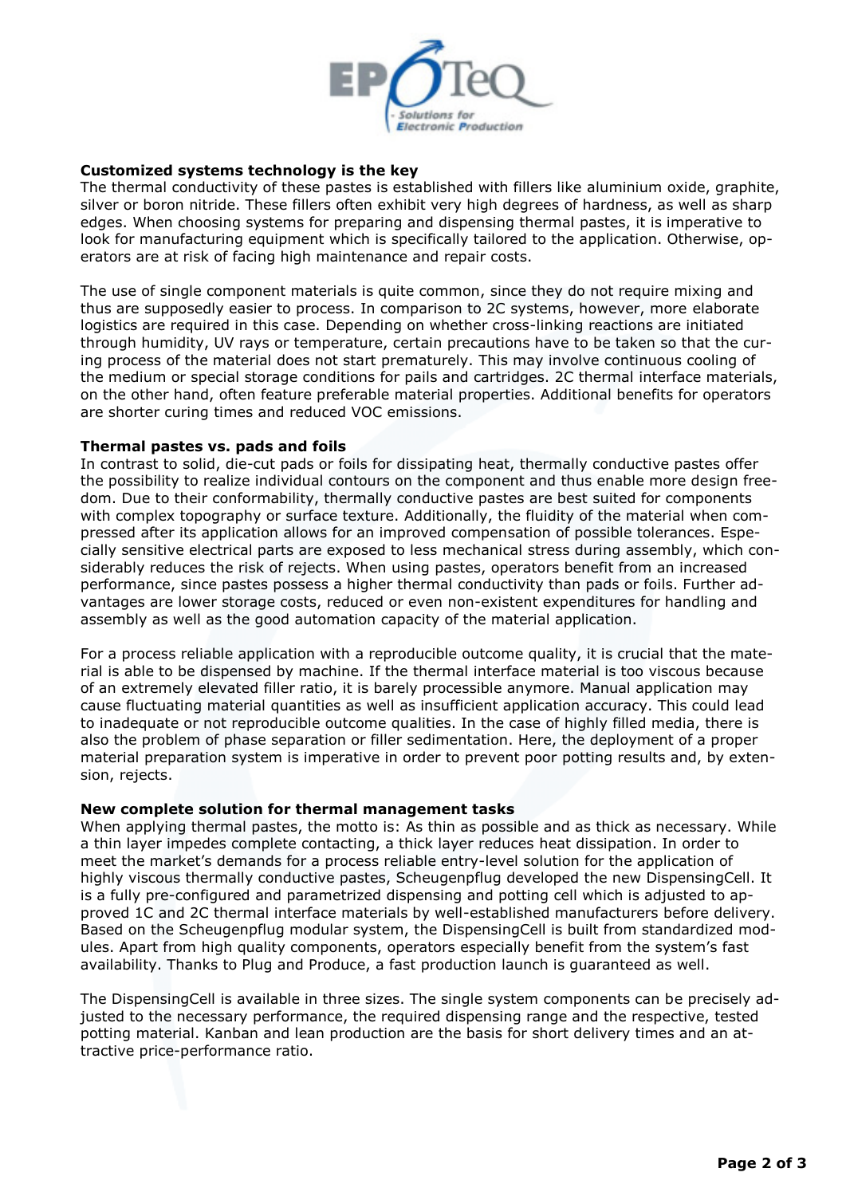### Customized systems technology is the key

The thermal conductivity of these pastes is established with fillers like aluminium oxide, graphite, silver or boron nitride. These fillers often exhibit very high degrees of hardness, as well as sharp edges. When choosing systems for preparing and dispensing thermal pastes, it is imperative to look for manufacturing equipment which is specifically tailored to the application. Otherwise, operators are at risk of facing high maintenance and repair costs.

The use of single component materials is quite common, since they do not require mixing and thus are supposedly easier to process. In comparison to 2C systems, however, more elaborate logistics are required in this case. Depending on whether cross-linking reactions are initiated through humidity, UV rays or temperature, certain precautions have to be taken so that the curing process of the material does not start prematurely. This may involve continuous cooling of the medium or special storage conditions for pails and cartridges. 2C thermal interface materials, on the other hand, often feature preferable material properties. Additional benefits for operators are shorter curing times and reduced VOC emissions.

### Thermal pastes vs. pads and foils

In contrast to solid, die-cut pads or foils for dissipating heat, thermally conductive pastes offer the possibility to realize individual contours on the component and thus enable more design freedom. Due to their conformability, thermally conductive pastes are best suited for components with complex topography or surface texture. Additionally, the fluidity of the material when compressed after its application allows for an improved compensation of possible tolerances. Especially sensitive electrical parts are exposed to less mechanical stress during assembly, which considerably reduces the risk of rejects. When using pastes, operators benefit from an increased performance, since pastes possess a higher thermal conductivity than pads or foils. Further advantages are lower storage costs, reduced or even non-existent expenditures for handling and assembly as well as the good automation capacity of the material application.

For a process reliable application with a reproducible outcome quality, it is crucial that the material is able to be dispensed by machine. If the thermal interface material is too viscous because of an extremely elevated filler ratio, it is barely processible anymore. Manual application may cause fluctuating material quantities as well as insufficient application accuracy. This could lead to inadequate or not reproducible outcome qualities. In the case of highly filled media, there is also the problem of phase separation or filler sedimentation. Here, the deployment of a proper material preparation system is imperative in order to prevent poor potting results and, by extension, rejects.

### New complete solution for thermal management tasks

When applying thermal pastes, the motto is: As thin as possible and as thick as necessary. While a thin layer impedes complete contacting, a thick layer reduces heat dissipation. In order to meet the market's demands for a process reliable entry-level solution for the application of highly viscous thermally conductive pastes, Scheugenpflug developed the new DispensingCell. It is a fully pre-configured and parametrized dispensing and potting cell which is adjusted to approved 1C and 2C thermal interface materials by well-established manufacturers before delivery. Based on the Scheugenpflug modular system, the DispensingCell is built from standardized modules. Apart from high quality components, operators especially benefit from the system's fast availability. Thanks to Plug and Produce, a fast production launch is guaranteed as well.

The DispensingCell is available in three sizes. The single system components can be precisely adjusted to the necessary performance, the required dispensing range and the respective, tested potting material. Kanban and lean production are the basis for short delivery times and an attractive price-performance ratio.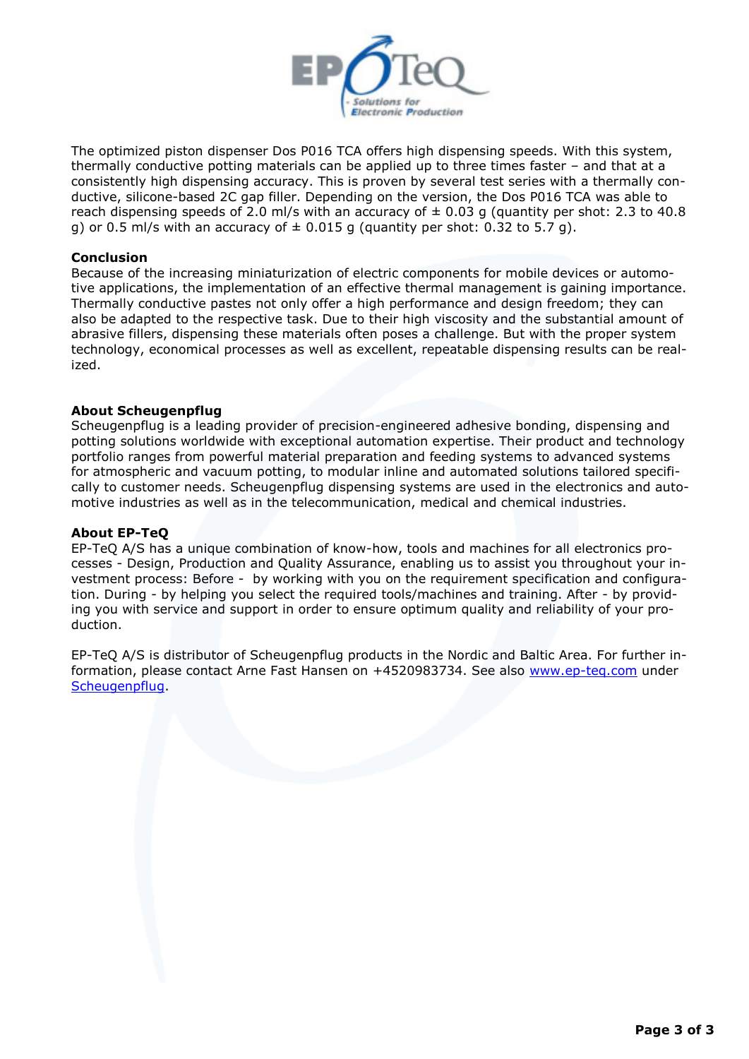The optimized piston dispenser Dos P016 TCA offers high dispensing speeds. With this system, thermally conductive potting materials can be applied up to three times faster – and that at a consistently high dispensing accuracy. This is proven by several test series with a thermally conductive, silicone-based 2C gap filler. Depending on the version, the Dos P016 TCA was able to reach dispensing speeds of 2.0 ml/s with an accuracy of ± 0.03 g (quantity per shot: 2.3 to 40.8 g) or 0.5 ml/s with an accuracy of ± 0.015 g (quantity per shot: 0.32 to 5.7 g).

**Conclusion**
Because of the increasing miniaturization of electric components for mobile devices or automotive applications, the implementation of an effective thermal management is gaining importance. Thermally conductive pastes not only offer a high performance and design freedom; they can also be adapted to the respective task. Due to their high viscosity and the substantial amount of abrasive fillers, dispensing these materials often poses a challenge. But with the proper system technology, economical processes as well as excellent, repeatable dispensing results can be realized.

**About Scheugenpflug**
Scheugenpflug is a leading provider of precision-engineered adhesive bonding, dispensing and potting solutions worldwide with exceptional automation expertise. Their product and technology portfolio ranges from powerful material preparation and feeding systems to advanced systems for atmospheric and vacuum potting, to modular inline and automated solutions tailored specifically to customer needs. Scheugenpflug dispensing systems are used in the electronics and automotive industries as well as in the telecommunication, medical and chemical industries.

**About EP-TeQ**
EP-TeQ A/S has a unique combination of know-how, tools and machines for all electronics processes - Design, Production and Quality Assurance, enabling us to assist you throughout your investment process: Before - by working with you on the requirement specification and configuration. During - by helping you select the required tools/machines and training. After - by providing you with service and support in order to ensure optimum quality and reliability of your production.

EP-TeQ A/S is distributor of Scheugenpflug products in the Nordic and Baltic Area. For further information, please contact Arne Fast Hansen on +4520983734. See also www.ep-teq.com under Scheugenpflug.